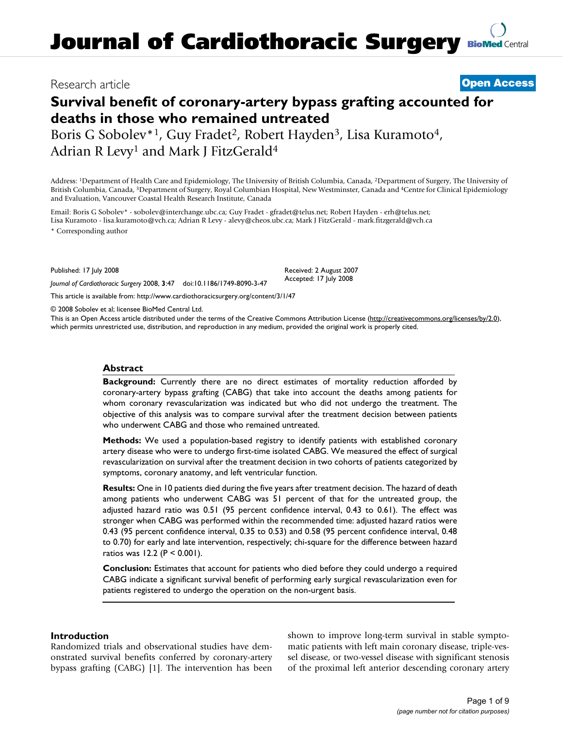Research article

**Open Access**

# Survival benefit of coronary-artery bypass grafting accounted for deaths in those who remained untreated

Boris G Sobolev*[1], Guy Fradet[2], Robert Hayden[3], Lisa Kuramoto[4], Adrian R Levy[1] and Mark J FitzGerald[4]

Address: [1]Department of Health Care and Epidemiology, The University of British Columbia, Canada, [2]Department of Surgery, The University of British Columbia, Canada, [3]Department of Surgery, Royal Columbian Hospital, New Westminster, Canada and [4]Centre for Clinical Epidemiology and Evaluation, Vancouver Coastal Health Research Institute, Canada

Email: Boris G Sobolev* - sobolev@interchange.ubc.ca; Guy Fradet - gfradet@telus.net; Robert Hayden - erh@telus.net; Lisa Kuramoto - lisa.kuramoto@vch.ca; Adrian R Levy - alevy@cheos.ubc.ca; Mark J FitzGerald - mark.fitzgerald@vch.ca

\* Corresponding author

Published: 17 July 2008

*Journal of Cardiothoracic Surgery* 2008, **3**:47 doi:10.1186/1749-8090-3-47

Received: 2 August 2007
Accepted: 17 July 2008

This article is available from: http://www.cardiothoracicsurgery.org/content/3/1/47

© 2008 Sobolev et al; licensee BioMed Central Ltd.

This is an Open Access article distributed under the terms of the Creative Commons Attribution License (http://creativecommons.org/licenses/by/2.0), which permits unrestricted use, distribution, and reproduction in any medium, provided the original work is properly cited.

## Abstract

**Background:** Currently there are no direct estimates of mortality reduction afforded by coronary-artery bypass grafting (CABG) that take into account the deaths among patients for whom coronary revascularization was indicated but who did not undergo the treatment. The objective of this analysis was to compare survival after the treatment decision between patients who underwent CABG and those who remained untreated.

**Methods:** We used a population-based registry to identify patients with established coronary artery disease who were to undergo first-time isolated CABG. We measured the effect of surgical revascularization on survival after the treatment decision in two cohorts of patients categorized by symptoms, coronary anatomy, and left ventricular function.

**Results:** One in 10 patients died during the five years after treatment decision. The hazard of death among patients who underwent CABG was 51 percent of that for the untreated group, the adjusted hazard ratio was 0.51 (95 percent confidence interval, 0.43 to 0.61). The effect was stronger when CABG was performed within the recommended time: adjusted hazard ratios were 0.43 (95 percent confidence interval, 0.35 to 0.53) and 0.58 (95 percent confidence interval, 0.48 to 0.70) for early and late intervention, respectively; chi-square for the difference between hazard ratios was 12.2 ($P < 0.001$).

**Conclusion:** Estimates that account for patients who died before they could undergo a required CABG indicate a significant survival benefit of performing early surgical revascularization even for patients registered to undergo the operation on the non-urgent basis.

## Introduction

Randomized trials and observational studies have demonstrated survival benefits conferred by coronary-artery bypass grafting (CABG) [1]. The intervention has been shown to improve long-term survival in stable symptomatic patients with left main coronary disease, triple-vessel disease, or two-vessel disease with significant stenosis of the proximal left anterior descending coronary artery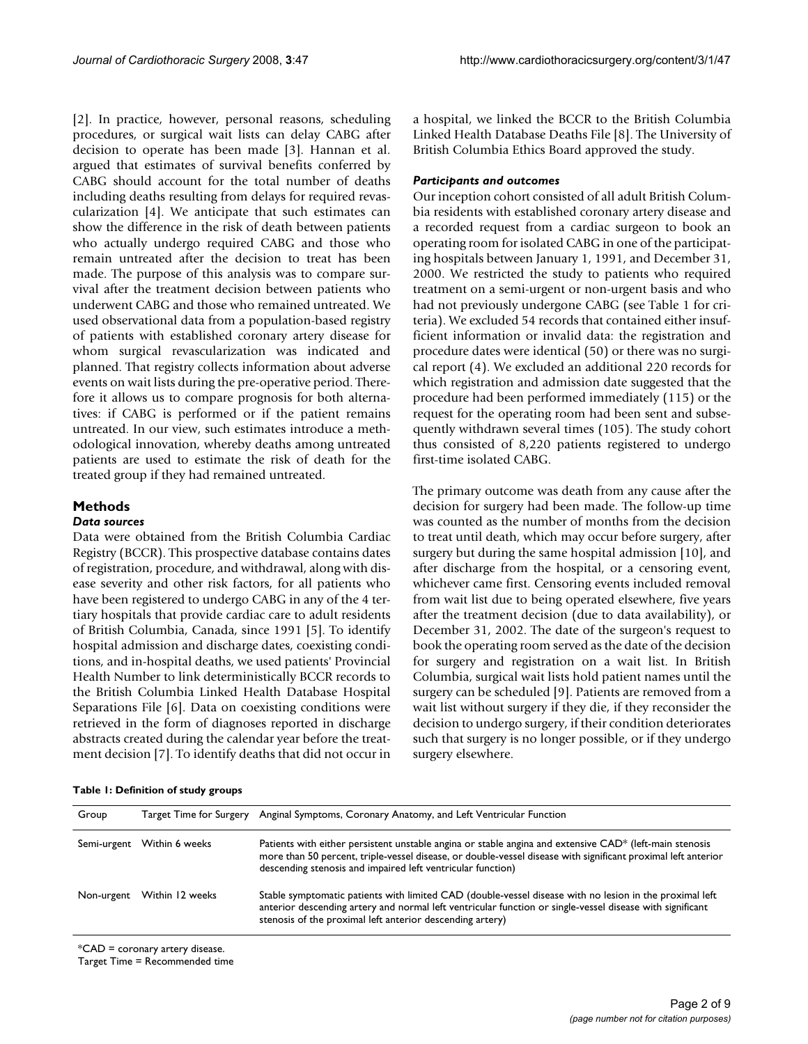[2]. In practice, however, personal reasons, scheduling procedures, or surgical wait lists can delay CABG after decision to operate has been made [3]. Hannan et al. argued that estimates of survival benefits conferred by CABG should account for the total number of deaths including deaths resulting from delays for required revascularization [4]. We anticipate that such estimates can show the difference in the risk of death between patients who actually undergo required CABG and those who remain untreated after the decision to treat has been made. The purpose of this analysis was to compare survival after the treatment decision between patients who underwent CABG and those who remained untreated. We used observational data from a population-based registry of patients with established coronary artery disease for whom surgical revascularization was indicated and planned. That registry collects information about adverse events on wait lists during the pre-operative period. Therefore it allows us to compare prognosis for both alternatives: if CABG is performed or if the patient remains untreated. In our view, such estimates introduce a methodological innovation, whereby deaths among untreated patients are used to estimate the risk of death for the treated group if they had remained untreated.

## Methods

### *Data sources*

Data were obtained from the British Columbia Cardiac Registry (BCCR). This prospective database contains dates of registration, procedure, and withdrawal, along with disease severity and other risk factors, for all patients who have been registered to undergo CABG in any of the 4 tertiary hospitals that provide cardiac care to adult residents of British Columbia, Canada, since 1991 [5]. To identify hospital admission and discharge dates, coexisting conditions, and in-hospital deaths, we used patients' Provincial Health Number to link deterministically BCCR records to the British Columbia Linked Health Database Hospital Separations File [6]. Data on coexisting conditions were retrieved in the form of diagnoses reported in discharge abstracts created during the calendar year before the treatment decision [7]. To identify deaths that did not occur in a hospital, we linked the BCCR to the British Columbia Linked Health Database Deaths File [8]. The University of British Columbia Ethics Board approved the study.

### *Participants and outcomes*

Our inception cohort consisted of all adult British Columbia residents with established coronary artery disease and a recorded request from a cardiac surgeon to book an operating room for isolated CABG in one of the participating hospitals between January 1, 1991, and December 31, 2000. We restricted the study to patients who required treatment on a semi-urgent or non-urgent basis and who had not previously undergone CABG (see Table 1 for criteria). We excluded 54 records that contained either insufficient information or invalid data: the registration and procedure dates were identical (50) or there was no surgical report (4). We excluded an additional 220 records for which registration and admission date suggested that the procedure had been performed immediately (115) or the request for the operating room had been sent and subsequently withdrawn several times (105). The study cohort thus consisted of 8,220 patients registered to undergo first-time isolated CABG.

The primary outcome was death from any cause after the decision for surgery had been made. The follow-up time was counted as the number of months from the decision to treat until death, which may occur before surgery, after surgery but during the same hospital admission [10], and after discharge from the hospital, or a censoring event, whichever came first. Censoring events included removal from wait list due to being operated elsewhere, five years after the treatment decision (due to data availability), or December 31, 2002. The date of the surgeon's request to book the operating room served as the date of the decision for surgery and registration on a wait list. In British Columbia, surgical wait lists hold patient names until the surgery can be scheduled [9]. Patients are removed from a wait list without surgery if they die, if they reconsider the decision to undergo surgery, if their condition deteriorates such that surgery is no longer possible, or if they undergo surgery elsewhere.

**Table 1: Definition of study groups**

| Group | Target Time for Surgery | Anginal Symptoms, Coronary Anatomy, and Left Ventricular Function |
| --- | --- | --- |
| Semi-urgent | Within 6 weeks | Patients with either persistent unstable angina or stable angina and extensive CAD* (left-main stenosis more than 50 percent, triple-vessel disease, or double-vessel disease with significant proximal left anterior descending stenosis and impaired left ventricular function) |
| Non-urgent | Within 12 weeks | Stable symptomatic patients with limited CAD (double-vessel disease with no lesion in the proximal left anterior descending artery and normal left ventricular function or single-vessel disease with significant stenosis of the proximal left anterior descending artery) |

*CAD = coronary artery disease.
Target Time = Recommended time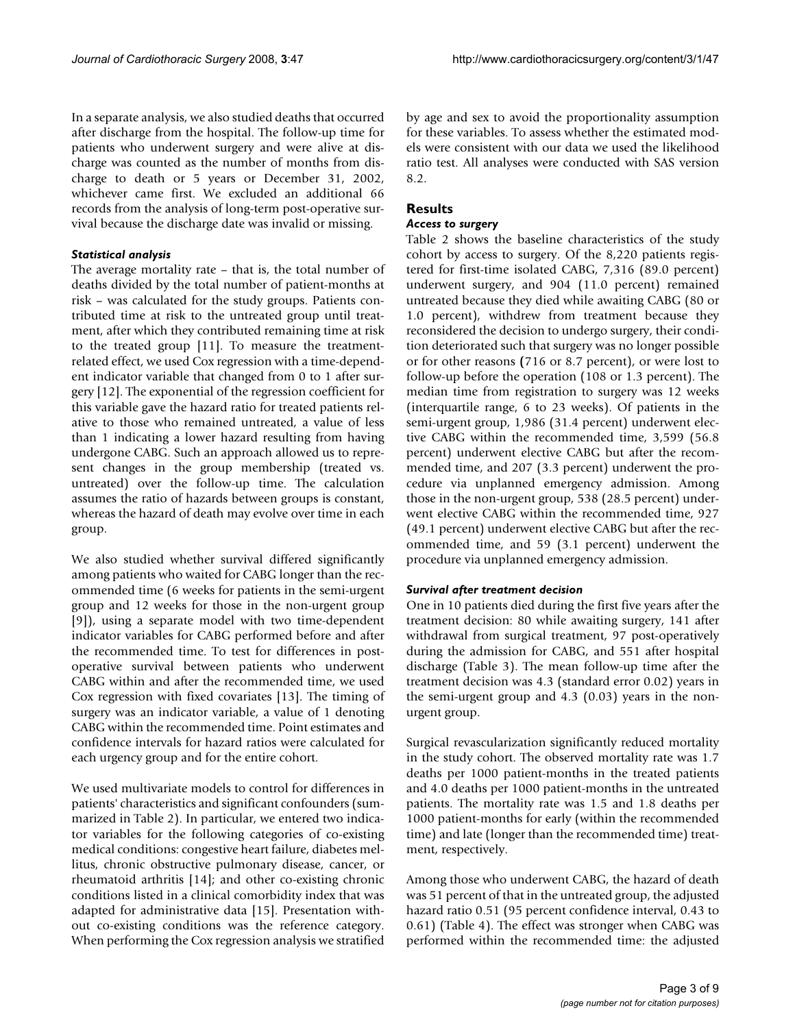In a separate analysis, we also studied deaths that occurred after discharge from the hospital. The follow-up time for patients who underwent surgery and were alive at discharge was counted as the number of months from discharge to death or 5 years or December 31, 2002, whichever came first. We excluded an additional 66 records from the analysis of long-term post-operative survival because the discharge date was invalid or missing.

### *Statistical analysis*

The average mortality rate – that is, the total number of deaths divided by the total number of patient-months at risk – was calculated for the study groups. Patients contributed time at risk to the untreated group until treatment, after which they contributed remaining time at risk to the treated group [11]. To measure the treatment-related effect, we used Cox regression with a time-dependent indicator variable that changed from 0 to 1 after surgery [12]. The exponential of the regression coefficient for this variable gave the hazard ratio for treated patients relative to those who remained untreated, a value of less than 1 indicating a lower hazard resulting from having undergone CABG. Such an approach allowed us to represent changes in the group membership (treated vs. untreated) over the follow-up time. The calculation assumes the ratio of hazards between groups is constant, whereas the hazard of death may evolve over time in each group.

We also studied whether survival differed significantly among patients who waited for CABG longer than the recommended time (6 weeks for patients in the semi-urgent group and 12 weeks for those in the non-urgent group [9]), using a separate model with two time-dependent indicator variables for CABG performed before and after the recommended time. To test for differences in post-operative survival between patients who underwent CABG within and after the recommended time, we used Cox regression with fixed covariates [13]. The timing of surgery was an indicator variable, a value of 1 denoting CABG within the recommended time. Point estimates and confidence intervals for hazard ratios were calculated for each urgency group and for the entire cohort.

We used multivariate models to control for differences in patients' characteristics and significant confounders (summarized in Table 2). In particular, we entered two indicator variables for the following categories of co-existing medical conditions: congestive heart failure, diabetes mellitus, chronic obstructive pulmonary disease, cancer, or rheumatoid arthritis [14]; and other co-existing chronic conditions listed in a clinical comorbidity index that was adapted for administrative data [15]. Presentation without co-existing conditions was the reference category. When performing the Cox regression analysis we stratified by age and sex to avoid the proportionality assumption for these variables. To assess whether the estimated models were consistent with our data we used the likelihood ratio test. All analyses were conducted with SAS version 8.2.

## Results

### *Access to surgery*

Table 2 shows the baseline characteristics of the study cohort by access to surgery. Of the 8,220 patients registered for first-time isolated CABG, 7,316 (89.0 percent) underwent surgery, and 904 (11.0 percent) remained untreated because they died while awaiting CABG (80 or 1.0 percent), withdrew from treatment because they reconsidered the decision to undergo surgery, their condition deteriorated such that surgery was no longer possible or for other reasons (716 or 8.7 percent), or were lost to follow-up before the operation (108 or 1.3 percent). The median time from registration to surgery was 12 weeks (interquartile range, 6 to 23 weeks). Of patients in the semi-urgent group, 1,986 (31.4 percent) underwent elective CABG within the recommended time, 3,599 (56.8 percent) underwent elective CABG but after the recommended time, and 207 (3.3 percent) underwent the procedure via unplanned emergency admission. Among those in the non-urgent group, 538 (28.5 percent) underwent elective CABG within the recommended time, 927 (49.1 percent) underwent elective CABG but after the recommended time, and 59 (3.1 percent) underwent the procedure via unplanned emergency admission.

### *Survival after treatment decision*

One in 10 patients died during the first five years after the treatment decision: 80 while awaiting surgery, 141 after withdrawal from surgical treatment, 97 post-operatively during the admission for CABG, and 551 after hospital discharge (Table 3). The mean follow-up time after the treatment decision was 4.3 (standard error 0.02) years in the semi-urgent group and 4.3 (0.03) years in the non-urgent group.

Surgical revascularization significantly reduced mortality in the study cohort. The observed mortality rate was 1.7 deaths per 1000 patient-months in the treated patients and 4.0 deaths per 1000 patient-months in the untreated patients. The mortality rate was 1.5 and 1.8 deaths per 1000 patient-months for early (within the recommended time) and late (longer than the recommended time) treatment, respectively.

Among those who underwent CABG, the hazard of death was 51 percent of that in the untreated group, the adjusted hazard ratio 0.51 (95 percent confidence interval, 0.43 to 0.61) (Table 4). The effect was stronger when CABG was performed within the recommended time: the adjusted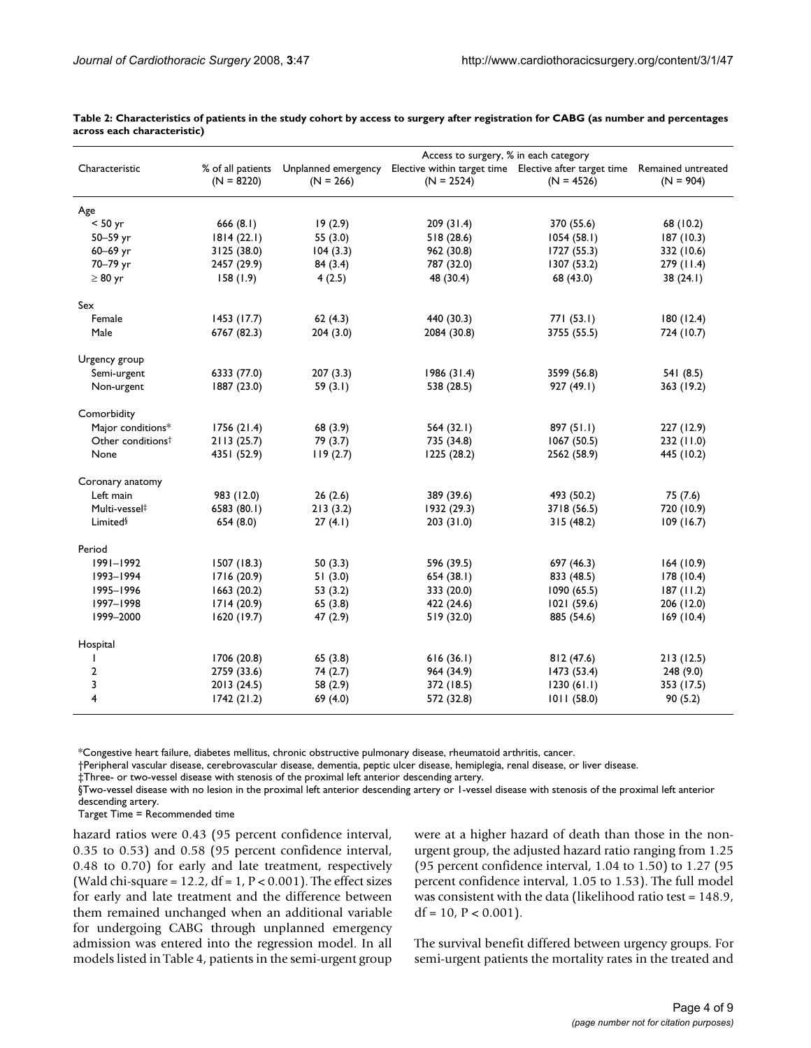**Table 2: Characteristics of patients in the study cohort by access to surgery after registration for CABG (as number and percentages across each characteristic)**

| Characteristic | % of all patients (N = 8220) | Access to surgery, % in each category | | | |
|---|---|---|---|---|---|
| | | Unplanned emergency (N = 266) | Elective within target time (N = 2524) | Elective after target time (N = 4526) | Remained untreated (N = 904) |
| Age | | | | | |
| < 50 yr | 666 (8.1) | 19 (2.9) | 209 (31.4) | 370 (55.6) | 68 (10.2) |
| 50–59 yr | 1814 (22.1) | 55 (3.0) | 518 (28.6) | 1054 (58.1) | 187 (10.3) |
| 60–69 yr | 3125 (38.0) | 104 (3.3) | 962 (30.8) | 1727 (55.3) | 332 (10.6) |
| 70–79 yr | 2457 (29.9) | 84 (3.4) | 787 (32.0) | 1307 (53.2) | 279 (11.4) |
| ≥ 80 yr | 158 (1.9) | 4 (2.5) | 48 (30.4) | 68 (43.0) | 38 (24.1) |
| Sex | | | | | |
| Female | 1453 (17.7) | 62 (4.3) | 440 (30.3) | 771 (53.1) | 180 (12.4) |
| Male | 6767 (82.3) | 204 (3.0) | 2084 (30.8) | 3755 (55.5) | 724 (10.7) |
| Urgency group | | | | | |
| Semi-urgent | 6333 (77.0) | 207 (3.3) | 1986 (31.4) | 3599 (56.8) | 541 (8.5) |
| Non-urgent | 1887 (23.0) | 59 (3.1) | 538 (28.5) | 927 (49.1) | 363 (19.2) |
| Comorbidity | | | | | |
| Major conditions* | 1756 (21.4) | 68 (3.9) | 564 (32.1) | 897 (51.1) | 227 (12.9) |
| Other conditions† | 2113 (25.7) | 79 (3.7) | 735 (34.8) | 1067 (50.5) | 232 (11.0) |
| None | 4351 (52.9) | 119 (2.7) | 1225 (28.2) | 2562 (58.9) | 445 (10.2) |
| Coronary anatomy | | | | | |
| Left main | 983 (12.0) | 26 (2.6) | 389 (39.6) | 493 (50.2) | 75 (7.6) |
| Multi-vessel‡ | 6583 (80.1) | 213 (3.2) | 1932 (29.3) | 3718 (56.5) | 720 (10.9) |
| Limited§ | 654 (8.0) | 27 (4.1) | 203 (31.0) | 315 (48.2) | 109 (16.7) |
| Period | | | | | |
| 1991–1992 | 1507 (18.3) | 50 (3.3) | 596 (39.5) | 697 (46.3) | 164 (10.9) |
| 1993–1994 | 1716 (20.9) | 51 (3.0) | 654 (38.1) | 833 (48.5) | 178 (10.4) |
| 1995–1996 | 1663 (20.2) | 53 (3.2) | 333 (20.0) | 1090 (65.5) | 187 (11.2) |
| 1997–1998 | 1714 (20.9) | 65 (3.8) | 422 (24.6) | 1021 (59.6) | 206 (12.0) |
| 1999–2000 | 1620 (19.7) | 47 (2.9) | 519 (32.0) | 885 (54.6) | 169 (10.4) |
| Hospital | | | | | |
| 1 | 1706 (20.8) | 65 (3.8) | 616 (36.1) | 812 (47.6) | 213 (12.5) |
| 2 | 2759 (33.6) | 74 (2.7) | 964 (34.9) | 1473 (53.4) | 248 (9.0) |
| 3 | 2013 (24.5) | 58 (2.9) | 372 (18.5) | 1230 (61.1) | 353 (17.5) |
| 4 | 1742 (21.2) | 69 (4.0) | 572 (32.8) | 1011 (58.0) | 90 (5.2) |

*Congestive heart failure, diabetes mellitus, chronic obstructive pulmonary disease, rheumatoid arthritis, cancer.

†Peripheral vascular disease, cerebrovascular disease, dementia, peptic ulcer disease, hemiplegia, renal disease, or liver disease.

‡Three- or two-vessel disease with stenosis of the proximal left anterior descending artery.

§Two-vessel disease with no lesion in the proximal left anterior descending artery or 1-vessel disease with stenosis of the proximal left anterior descending artery.

Target Time = Recommended time

hazard ratios were 0.43 (95 percent confidence interval, 0.35 to 0.53) and 0.58 (95 percent confidence interval, 0.48 to 0.70) for early and late treatment, respectively (Wald chi-square = 12.2, df = 1, $P < 0.001$). The effect sizes for early and late treatment and the difference between them remained unchanged when an additional variable for undergoing CABG through unplanned emergency admission was entered into the regression model. In all models listed in Table 4, patients in the semi-urgent group were at a higher hazard of death than those in the non-urgent group, the adjusted hazard ratio ranging from 1.25 (95 percent confidence interval, 1.04 to 1.50) to 1.27 (95 percent confidence interval, 1.05 to 1.53). The full model was consistent with the data (likelihood ratio test = 148.9, df = 10, $P < 0.001$).

The survival benefit differed between urgency groups. For semi-urgent patients the mortality rates in the treated and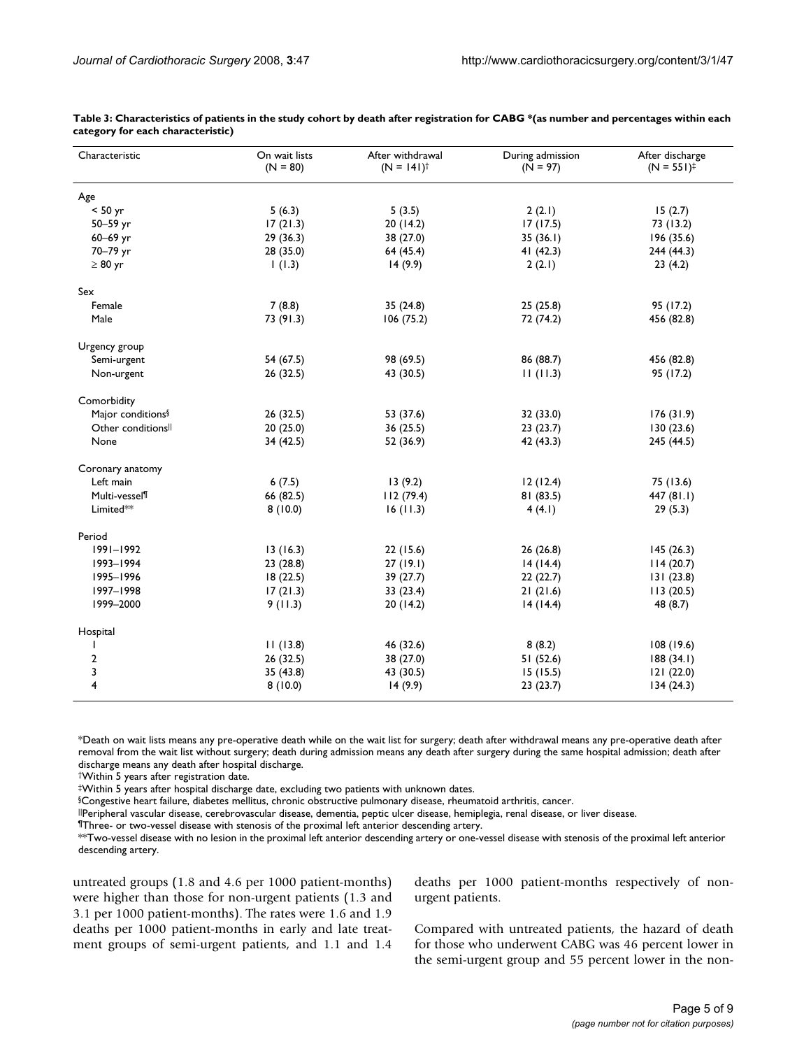**Table 3: Characteristics of patients in the study cohort by death after registration for CABG *(as number and percentages within each category for each characteristic)**

| Characteristic | On wait lists (N = 80) | After withdrawal (N = 141)† | During admission (N = 97) | After discharge (N = 551)‡ |
|---|---|---|---|---|
| Age | | | | |
| < 50 yr | 5 (6.3) | 5 (3.5) | 2 (2.1) | 15 (2.7) |
| 50–59 yr | 17 (21.3) | 20 (14.2) | 17 (17.5) | 73 (13.2) |
| 60–69 yr | 29 (36.3) | 38 (27.0) | 35 (36.1) | 196 (35.6) |
| 70–79 yr | 28 (35.0) | 64 (45.4) | 41 (42.3) | 244 (44.3) |
| ≥ 80 yr | 1 (1.3) | 14 (9.9) | 2 (2.1) | 23 (4.2) |
| Sex | | | | |
| Female | 7 (8.8) | 35 (24.8) | 25 (25.8) | 95 (17.2) |
| Male | 73 (91.3) | 106 (75.2) | 72 (74.2) | 456 (82.8) |
| Urgency group | | | | |
| Semi-urgent | 54 (67.5) | 98 (69.5) | 86 (88.7) | 456 (82.8) |
| Non-urgent | 26 (32.5) | 43 (30.5) | 11 (11.3) | 95 (17.2) |
| Comorbidity | | | | |
| Major conditions§ | 26 (32.5) | 53 (37.6) | 32 (33.0) | 176 (31.9) |
| Other conditions‖ | 20 (25.0) | 36 (25.5) | 23 (23.7) | 130 (23.6) |
| None | 34 (42.5) | 52 (36.9) | 42 (43.3) | 245 (44.5) |
| Coronary anatomy | | | | |
| Left main | 6 (7.5) | 13 (9.2) | 12 (12.4) | 75 (13.6) |
| Multi-vessel¶ | 66 (82.5) | 112 (79.4) | 81 (83.5) | 447 (81.1) |
| Limited** | 8 (10.0) | 16 (11.3) | 4 (4.1) | 29 (5.3) |
| Period | | | | |
| 1991–1992 | 13 (16.3) | 22 (15.6) | 26 (26.8) | 145 (26.3) |
| 1993–1994 | 23 (28.8) | 27 (19.1) | 14 (14.4) | 114 (20.7) |
| 1995–1996 | 18 (22.5) | 39 (27.7) | 22 (22.7) | 131 (23.8) |
| 1997–1998 | 17 (21.3) | 33 (23.4) | 21 (21.6) | 113 (20.5) |
| 1999–2000 | 9 (11.3) | 20 (14.2) | 14 (14.4) | 48 (8.7) |
| Hospital | | | | |
| 1 | 11 (13.8) | 46 (32.6) | 8 (8.2) | 108 (19.6) |
| 2 | 26 (32.5) | 38 (27.0) | 51 (52.6) | 188 (34.1) |
| 3 | 35 (43.8) | 43 (30.5) | 15 (15.5) | 121 (22.0) |
| 4 | 8 (10.0) | 14 (9.9) | 23 (23.7) | 134 (24.3) |

*Death on wait lists means any pre-operative death while on the wait list for surgery; death after withdrawal means any pre-operative death after removal from the wait list without surgery; death during admission means any death after surgery during the same hospital admission; death after discharge means any death after hospital discharge.
†Within 5 years after registration date.
‡Within 5 years after hospital discharge date, excluding two patients with unknown dates.
§Congestive heart failure, diabetes mellitus, chronic obstructive pulmonary disease, rheumatoid arthritis, cancer.
‖Peripheral vascular disease, cerebrovascular disease, dementia, peptic ulcer disease, hemiplegia, renal disease, or liver disease.
¶Three- or two-vessel disease with stenosis of the proximal left anterior descending artery.
**Two-vessel disease with no lesion in the proximal left anterior descending artery or one-vessel disease with stenosis of the proximal left anterior descending artery.

untreated groups (1.8 and 4.6 per 1000 patient-months) were higher than those for non-urgent patients (1.3 and 3.1 per 1000 patient-months). The rates were 1.6 and 1.9 deaths per 1000 patient-months in early and late treatment groups of semi-urgent patients, and 1.1 and 1.4 deaths per 1000 patient-months respectively of non-urgent patients.

Compared with untreated patients, the hazard of death for those who underwent CABG was 46 percent lower in the semi-urgent group and 55 percent lower in the non-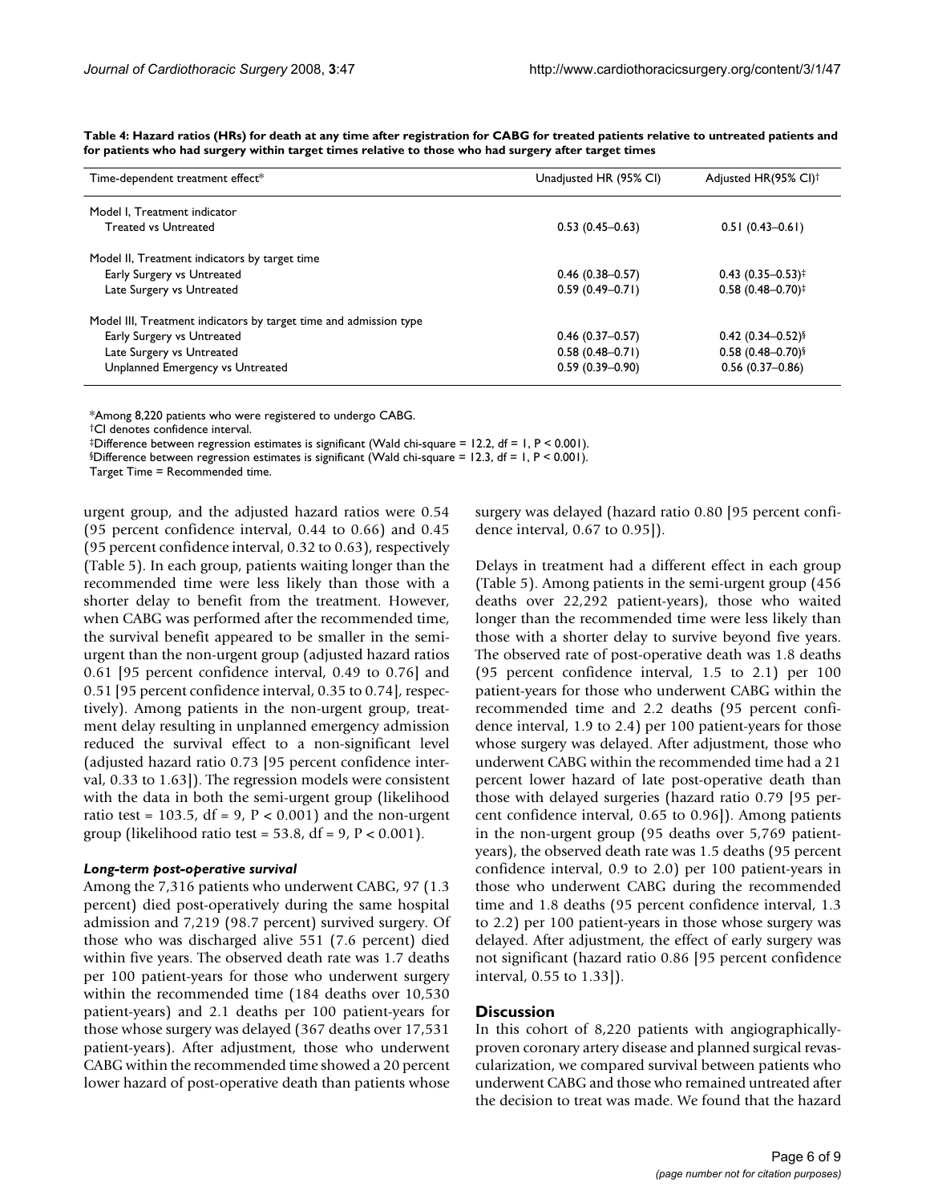**Table 4: Hazard ratios (HRs) for death at any time after registration for CABG for treated patients relative to untreated patients and for patients who had surgery within target times relative to those who had surgery after target times**

| Time-dependent treatment effect* | Unadjusted HR (95% CI) | Adjusted HR(95% CI)† |
| --- | --- | --- |
| Model I, Treatment indicator | | |
| Treated vs Untreated | 0.53 (0.45–0.63) | 0.51 (0.43–0.61) |
| Model II, Treatment indicators by target time | | |
| Early Surgery vs Untreated | 0.46 (0.38–0.57) | 0.43 (0.35–0.53)‡ |
| Late Surgery vs Untreated | 0.59 (0.49–0.71) | 0.58 (0.48–0.70)‡ |
| Model III, Treatment indicators by target time and admission type | | |
| Early Surgery vs Untreated | 0.46 (0.37–0.57) | 0.42 (0.34–0.52)§ |
| Late Surgery vs Untreated | 0.58 (0.48–0.71) | 0.58 (0.48–0.70)§ |
| Unplanned Emergency vs Untreated | 0.59 (0.39–0.90) | 0.56 (0.37–0.86) |

*Among 8,220 patients who were registered to undergo CABG.
†CI denotes confidence interval.
‡Difference between regression estimates is significant (Wald chi-square = 12.2, df = 1, P < 0.001).
§Difference between regression estimates is significant (Wald chi-square = 12.3, df = 1, P < 0.001).
Target Time = Recommended time.

urgent group, and the adjusted hazard ratios were 0.54 (95 percent confidence interval, 0.44 to 0.66) and 0.45 (95 percent confidence interval, 0.32 to 0.63), respectively (Table 5). In each group, patients waiting longer than the recommended time were less likely than those with a shorter delay to benefit from the treatment. However, when CABG was performed after the recommended time, the survival benefit appeared to be smaller in the semi-urgent than the non-urgent group (adjusted hazard ratios 0.61 [95 percent confidence interval, 0.49 to 0.76] and 0.51 [95 percent confidence interval, 0.35 to 0.74], respectively). Among patients in the non-urgent group, treatment delay resulting in unplanned emergency admission reduced the survival effect to a non-significant level (adjusted hazard ratio 0.73 [95 percent confidence interval, 0.33 to 1.63]). The regression models were consistent with the data in both the semi-urgent group (likelihood ratio test = 103.5, df = 9, P < 0.001) and the non-urgent group (likelihood ratio test = 53.8, df = 9, P < 0.001).

### *Long-term post-operative survival*

Among the 7,316 patients who underwent CABG, 97 (1.3 percent) died post-operatively during the same hospital admission and 7,219 (98.7 percent) survived surgery. Of those who was discharged alive 551 (7.6 percent) died within five years. The observed death rate was 1.7 deaths per 100 patient-years for those who underwent surgery within the recommended time (184 deaths over 10,530 patient-years) and 2.1 deaths per 100 patient-years for those whose surgery was delayed (367 deaths over 17,531 patient-years). After adjustment, those who underwent CABG within the recommended time showed a 20 percent lower hazard of post-operative death than patients whose surgery was delayed (hazard ratio 0.80 [95 percent confidence interval, 0.67 to 0.95]).

Delays in treatment had a different effect in each group (Table 5). Among patients in the semi-urgent group (456 deaths over 22,292 patient-years), those who waited longer than the recommended time were less likely than those with a shorter delay to survive beyond five years. The observed rate of post-operative death was 1.8 deaths (95 percent confidence interval, 1.5 to 2.1) per 100 patient-years for those who underwent CABG within the recommended time and 2.2 deaths (95 percent confidence interval, 1.9 to 2.4) per 100 patient-years for those whose surgery was delayed. After adjustment, those who underwent CABG within the recommended time had a 21 percent lower hazard of late post-operative death than those with delayed surgeries (hazard ratio 0.79 [95 percent confidence interval, 0.65 to 0.96]). Among patients in the non-urgent group (95 deaths over 5,769 patient-years), the observed death rate was 1.5 deaths (95 percent confidence interval, 0.9 to 2.0) per 100 patient-years in those who underwent CABG during the recommended time and 1.8 deaths (95 percent confidence interval, 1.3 to 2.2) per 100 patient-years in those whose surgery was delayed. After adjustment, the effect of early surgery was not significant (hazard ratio 0.86 [95 percent confidence interval, 0.55 to 1.33]).

## Discussion

In this cohort of 8,220 patients with angiographically-proven coronary artery disease and planned surgical revascularization, we compared survival between patients who underwent CABG and those who remained untreated after the decision to treat was made. We found that the hazard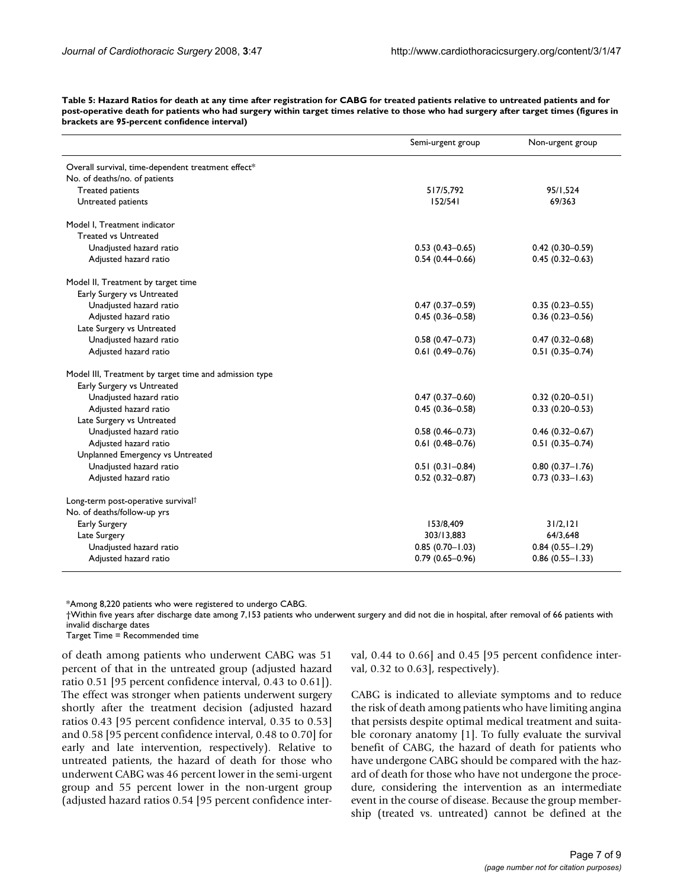**Table 5: Hazard Ratios for death at any time after registration for CABG for treated patients relative to untreated patients and for post-operative death for patients who had surgery within target times relative to those who had surgery after target times (figures in brackets are 95-percent confidence interval)**

| | Semi-urgent group | Non-urgent group |
|---|---|---|
| Overall survival, time-dependent treatment effect* | | |
| No. of deaths/no. of patients | | |
| Treated patients | 517/5,792 | 95/1,524 |
| Untreated patients | 152/541 | 69/363 |
| Model I, Treatment indicator | | |
| Treated vs Untreated | | |
| Unadjusted hazard ratio | 0.53 (0.43–0.65) | 0.42 (0.30–0.59) |
| Adjusted hazard ratio | 0.54 (0.44–0.66) | 0.45 (0.32–0.63) |
| Model II, Treatment by target time | | |
| Early Surgery vs Untreated | | |
| Unadjusted hazard ratio | 0.47 (0.37–0.59) | 0.35 (0.23–0.55) |
| Adjusted hazard ratio | 0.45 (0.36–0.58) | 0.36 (0.23–0.56) |
| Late Surgery vs Untreated | | |
| Unadjusted hazard ratio | 0.58 (0.47–0.73) | 0.47 (0.32–0.68) |
| Adjusted hazard ratio | 0.61 (0.49–0.76) | 0.51 (0.35–0.74) |
| Model III, Treatment by target time and admission type | | |
| Early Surgery vs Untreated | | |
| Unadjusted hazard ratio | 0.47 (0.37–0.60) | 0.32 (0.20–0.51) |
| Adjusted hazard ratio | 0.45 (0.36–0.58) | 0.33 (0.20–0.53) |
| Late Surgery vs Untreated | | |
| Unadjusted hazard ratio | 0.58 (0.46–0.73) | 0.46 (0.32–0.67) |
| Adjusted hazard ratio | 0.61 (0.48–0.76) | 0.51 (0.35–0.74) |
| Unplanned Emergency vs Untreated | | |
| Unadjusted hazard ratio | 0.51 (0.31–0.84) | 0.80 (0.37–1.76) |
| Adjusted hazard ratio | 0.52 (0.32–0.87) | 0.73 (0.33–1.63) |
| Long-term post-operative survival† | | |
| No. of deaths/follow-up yrs | | |
| Early Surgery | 153/8,409 | 31/2,121 |
| Late Surgery | 303/13,883 | 64/3,648 |
| Unadjusted hazard ratio | 0.85 (0.70–1.03) | 0.84 (0.55–1.29) |
| Adjusted hazard ratio | 0.79 (0.65–0.96) | 0.86 (0.55–1.33) |

*Among 8,220 patients who were registered to undergo CABG.
†Within five years after discharge date among 7,153 patients who underwent surgery and did not die in hospital, after removal of 66 patients with invalid discharge dates
Target Time = Recommended time

of death among patients who underwent CABG was 51 percent of that in the untreated group (adjusted hazard ratio 0.51 [95 percent confidence interval, 0.43 to 0.61]). The effect was stronger when patients underwent surgery shortly after the treatment decision (adjusted hazard ratios 0.43 [95 percent confidence interval, 0.35 to 0.53] and 0.58 [95 percent confidence interval, 0.48 to 0.70] for early and late intervention, respectively). Relative to untreated patients, the hazard of death for those who underwent CABG was 46 percent lower in the semi-urgent group and 55 percent lower in the non-urgent group (adjusted hazard ratios 0.54 [95 percent confidence interval, 0.44 to 0.66] and 0.45 [95 percent confidence interval, 0.32 to 0.63], respectively).

CABG is indicated to alleviate symptoms and to reduce the risk of death among patients who have limiting angina that persists despite optimal medical treatment and suitable coronary anatomy [1]. To fully evaluate the survival benefit of CABG, the hazard of death for patients who have undergone CABG should be compared with the hazard of death for those who have not undergone the procedure, considering the intervention as an intermediate event in the course of disease. Because the group membership (treated vs. untreated) cannot be defined at the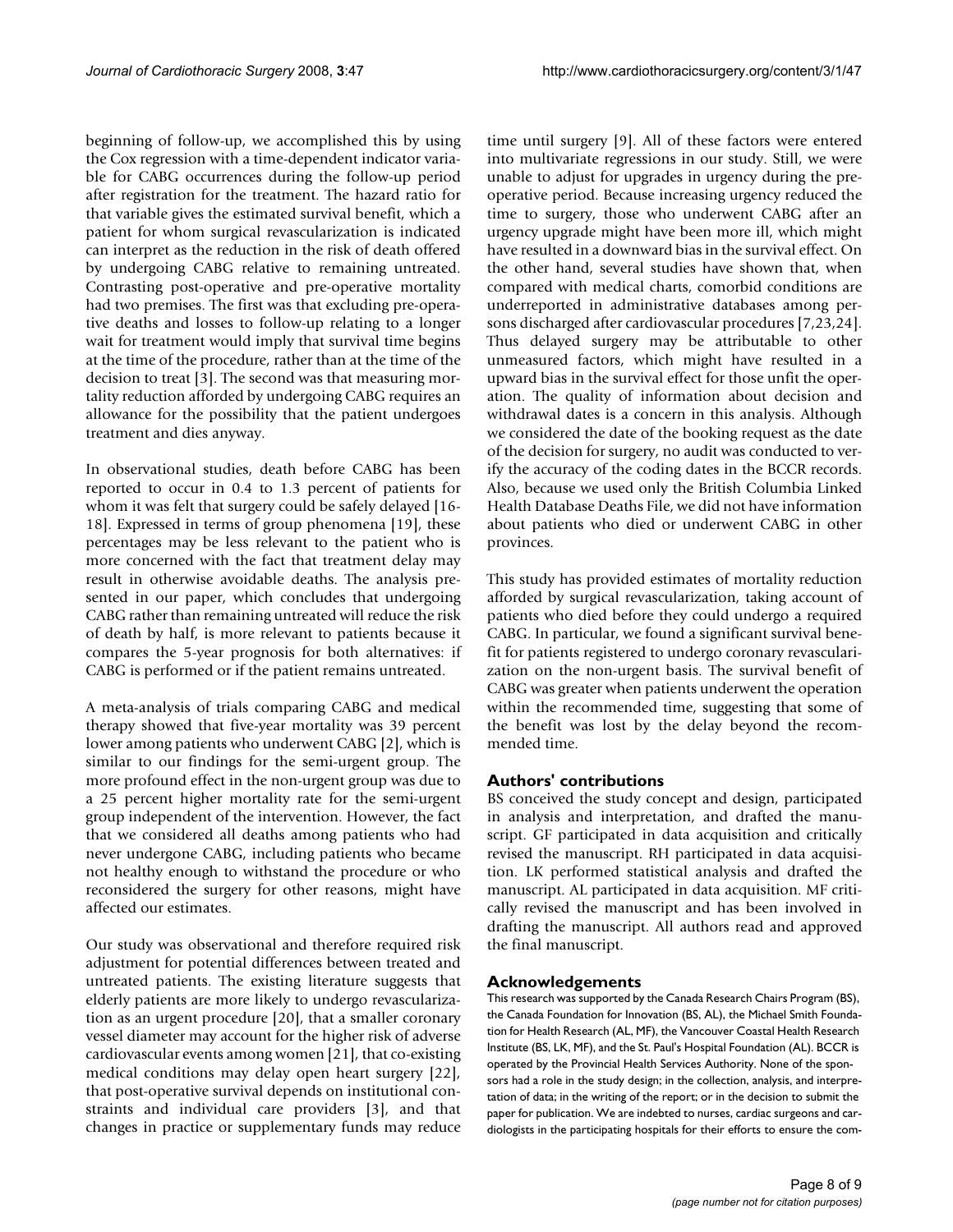beginning of follow-up, we accomplished this by using the Cox regression with a time-dependent indicator variable for CABG occurrences during the follow-up period after registration for the treatment. The hazard ratio for that variable gives the estimated survival benefit, which a patient for whom surgical revascularization is indicated can interpret as the reduction in the risk of death offered by undergoing CABG relative to remaining untreated. Contrasting post-operative and pre-operative mortality had two premises. The first was that excluding pre-operative deaths and losses to follow-up relating to a longer wait for treatment would imply that survival time begins at the time of the procedure, rather than at the time of the decision to treat [3]. The second was that measuring mortality reduction afforded by undergoing CABG requires an allowance for the possibility that the patient undergoes treatment and dies anyway.

In observational studies, death before CABG has been reported to occur in 0.4 to 1.3 percent of patients for whom it was felt that surgery could be safely delayed [16-18]. Expressed in terms of group phenomena [19], these percentages may be less relevant to the patient who is more concerned with the fact that treatment delay may result in otherwise avoidable deaths. The analysis presented in our paper, which concludes that undergoing CABG rather than remaining untreated will reduce the risk of death by half, is more relevant to patients because it compares the 5-year prognosis for both alternatives: if CABG is performed or if the patient remains untreated.

A meta-analysis of trials comparing CABG and medical therapy showed that five-year mortality was 39 percent lower among patients who underwent CABG [2], which is similar to our findings for the semi-urgent group. The more profound effect in the non-urgent group was due to a 25 percent higher mortality rate for the semi-urgent group independent of the intervention. However, the fact that we considered all deaths among patients who had never undergone CABG, including patients who became not healthy enough to withstand the procedure or who reconsidered the surgery for other reasons, might have affected our estimates.

Our study was observational and therefore required risk adjustment for potential differences between treated and untreated patients. The existing literature suggests that elderly patients are more likely to undergo revascularization as an urgent procedure [20], that a smaller coronary vessel diameter may account for the higher risk of adverse cardiovascular events among women [21], that co-existing medical conditions may delay open heart surgery [22], that post-operative survival depends on institutional constraints and individual care providers [3], and that changes in practice or supplementary funds may reduce time until surgery [9]. All of these factors were entered into multivariate regressions in our study. Still, we were unable to adjust for upgrades in urgency during the pre-operative period. Because increasing urgency reduced the time to surgery, those who underwent CABG after an urgency upgrade might have been more ill, which might have resulted in a downward bias in the survival effect. On the other hand, several studies have shown that, when compared with medical charts, comorbid conditions are underreported in administrative databases among persons discharged after cardiovascular procedures [7,23,24]. Thus delayed surgery may be attributable to other unmeasured factors, which might have resulted in a upward bias in the survival effect for those unfit the operation. The quality of information about decision and withdrawal dates is a concern in this analysis. Although we considered the date of the booking request as the date of the decision for surgery, no audit was conducted to verify the accuracy of the coding dates in the BCCR records. Also, because we used only the British Columbia Linked Health Database Deaths File, we did not have information about patients who died or underwent CABG in other provinces.

This study has provided estimates of mortality reduction afforded by surgical revascularization, taking account of patients who died before they could undergo a required CABG. In particular, we found a significant survival benefit for patients registered to undergo coronary revascularization on the non-urgent basis. The survival benefit of CABG was greater when patients underwent the operation within the recommended time, suggesting that some of the benefit was lost by the delay beyond the recommended time.

## Authors' contributions

BS conceived the study concept and design, participated in analysis and interpretation, and drafted the manuscript. GF participated in data acquisition and critically revised the manuscript. RH participated in data acquisition. LK performed statistical analysis and drafted the manuscript. AL participated in data acquisition. MF critically revised the manuscript and has been involved in drafting the manuscript. All authors read and approved the final manuscript.

## Acknowledgements

This research was supported by the Canada Research Chairs Program (BS), the Canada Foundation for Innovation (BS, AL), the Michael Smith Foundation for Health Research (AL, MF), the Vancouver Coastal Health Research Institute (BS, LK, MF), and the St. Paul's Hospital Foundation (AL). BCCR is operated by the Provincial Health Services Authority. None of the sponsors had a role in the study design; in the collection, analysis, and interpretation of data; in the writing of the report; or in the decision to submit the paper for publication. We are indebted to nurses, cardiac surgeons and cardiologists in the participating hospitals for their efforts to ensure the com-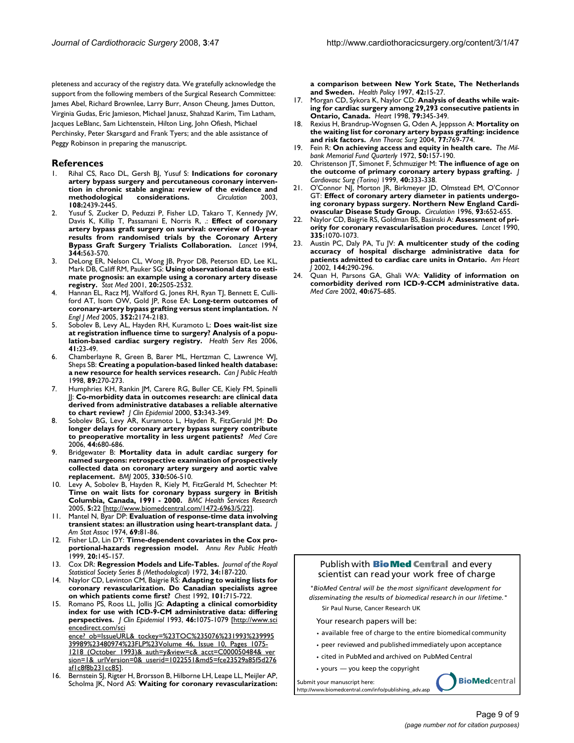pleteness and accuracy of the registry data. We gratefully acknowledge the support from the following members of the Surgical Research Committee: James Abel, Richard Brownlee, Larry Burr, Anson Cheung, James Dutton, Virginia Gudas, Eric Jamieson, Michael Janusz, Shahzad Karim, Tim Latham, Jacques LeBlanc, Sam Lichtenstein, Hilton Ling, John Ofiesh, Michael Perchinsky, Peter Skarsgard and Frank Tyers; and the able assistance of Peggy Robinson in preparing the manuscript.

## References

1. Rihal CS, Raco DL, Gersh BJ, Yusuf S: **Indications for coronary artery bypass surgery and percutaneous coronary intervention in chronic stable angina: review of the evidence and methodological considerations.** *Circulation* 2003, **108:**2439-2445.
2. Yusuf S, Zucker D, Peduzzi P, Fisher LD, Takaro T, Kennedy JW, Davis K, Killip T, Passamani E, Norris R, .: **Effect of coronary artery bypass graft surgery on survival: overview of 10-year results from randomised trials by the Coronary Artery Bypass Graft Surgery Trialists Collaboration.** *Lancet* 1994, **344:**563-570.
3. DeLong ER, Nelson CL, Wong JB, Pryor DB, Peterson ED, Lee KL, Mark DB, Califf RM, Pauker SG: **Using observational data to estimate prognosis: an example using a coronary artery disease registry.** *Stat Med* 2001, **20:**2505-2532.
4. Hannan EL, Racz MJ, Walford G, Jones RH, Ryan TJ, Bennett E, Culliford AT, Isom OW, Gold JP, Rose EA: **Long-term outcomes of coronary-artery bypass grafting versus stent implantation.** *N Engl J Med* 2005, **352:**2174-2183.
5. Sobolev B, Levy AL, Hayden RH, Kuramoto L: **Does wait-list size at registration influence time to surgery? Analysis of a population-based cardiac surgery registry.** *Health Serv Res* 2006, **41:**23-49.
6. Chamberlayne R, Green B, Barer ML, Hertzman C, Lawrence WJ, Sheps SB: **Creating a population-based linked health database: a new resource for health services research.** *Can J Public Health* 1998, **89:**270-273.
7. Humphries KH, Rankin JM, Carere RG, Buller CE, Kiely FM, Spinelli JJ: **Co-morbidity data in outcomes research: are clinical data derived from administrative databases a reliable alternative to chart review?** *J Clin Epidemiol* 2000, **53:**343-349.
8. Sobolev BG, Levy AR, Kuramoto L, Hayden R, FitzGerald JM: **Do longer delays for coronary artery bypass surgery contribute to preoperative mortality in less urgent patients?** *Med Care* 2006, **44:**680-686.
9. Bridgewater B: **Mortality data in adult cardiac surgery for named surgeons: retrospective examination of prospectively collected data on coronary artery surgery and aortic valve replacement.** *BMJ* 2005, **330:**506-510.
10. Levy A, Sobolev B, Hayden R, Kiely M, FitzGerald M, Schechter M: **Time on wait lists for coronary bypass surgery in British Columbia, Canada, 1991 - 2000.** *BMC Health Services Research* 2005, **5:**22 [http://www.biomedcentral.com/1472-6963/5/22].
11. Mantel N, Byar DP: **Evaluation of response-time data involving transient states: an illustration using heart-transplant data.** *J Am Stat Assoc* 1974, **69:**81-86.
12. Fisher LD, Lin DY: **Time-dependent covariates in the Cox proportional-hazards regression model.** *Annu Rev Public Health* 1999, **20:**145-157.
13. Cox DR: **Regression Models and Life-Tables.** *Journal of the Royal Statistical Society Series B (Methodological)* 1972, **34:**187-220.
14. Naylor CD, Levinton CM, Baigrie RS: **Adapting to waiting lists for coronary revascularization. Do Canadian specialists agree on which patients come first?** *Chest* 1992, **101:**715-722.
15. Romano PS, Roos LL, Jollis JG: **Adapting a clinical comorbidity index for use with ICD-9-CM administrative data: differing perspectives.** *J Clin Epidemiol* 1993, **46:**1075-1079 [http://www.sciencedirect.com/science?_ob=IssueURL&_tockey=%23TOC%235076%231993%23999539989%23480974%23FLP%23Volume_46,_Issue_10,_Pages_1075-1218_(October_1993)&_auth=y&view=c&_acct=C000050484&_version=1&_urlVersion=0&_userid=1022551&md5=fce23529a85f5d276af1c8f8b231cc85].
16. Bernstein SJ, Rigter H, Brorsson B, Hilborne LH, Leape LL, Meijler AP, Scholma JK, Nord AS: **Waiting for coronary revascularization: a comparison between New York State, The Netherlands and Sweden.** *Health Policy* 1997, **42:**15-27.
17. Morgan CD, Sykora K, Naylor CD: **Analysis of deaths while waiting for cardiac surgery among 29,293 consecutive patients in Ontario, Canada.** *Heart* 1998, **79:**345-349.
18. Rexius H, Brandrup-Wognsen G, Oden A, Jeppsson A: **Mortality on the waiting list for coronary artery bypass grafting: incidence and risk factors.** *Ann Thorac Surg* 2004, **77:**769-774.
19. Fein R: **On achieving access and equity in health care.** *The Milbank Memorial Fund Quarterly* 1972, **50:**157-190.
20. Christenson JT, Simonet F, Schmuziger M: **The influence of age on the outcome of primary coronary artery bypass grafting.** *J Cardiovasc Surg (Torino)* 1999, **40:**333-338.
21. O'Connor NJ, Morton JR, Birkmeyer JD, Olmstead EM, O'Connor GT: **Effect of coronary artery diameter in patients undergoing coronary bypass surgery. Northern New England Cardiovascular Disease Study Group.** *Circulation* 1996, **93:**652-655.
22. Naylor CD, Baigrie RS, Goldman BS, Basinski A: **Assessment of priority for coronary revascularisation procedures.** *Lancet* 1990, **335:**1070-1073.
23. Austin PC, Daly PA, Tu JV: **A multicenter study of the coding accuracy of hospital discharge administrative data for patients admitted to cardiac care units in Ontario.** *Am Heart J* 2002, **144:**290-296.
24. Quan H, Parsons GA, Ghali WA: **Validity of information on comorbidity derived rom ICD-9-CCM administrative data.** *Med Care* 2002, **40:**675-685.

Publish with **BioMed Central** and every scientist can read your work free of charge

*"BioMed Central will be the most significant development for disseminating the results of biomedical research in our lifetime."*
Sir Paul Nurse, Cancer Research UK

Your research papers will be:

- available free of charge to the entire biomedical community
- peer reviewed and published immediately upon acceptance
- cited in PubMed and archived on PubMed Central
- yours — you keep the copyright

Submit your manuscript here:
http://www.biomedcentral.com/info/publishing_adv.asp

BioMedcentral